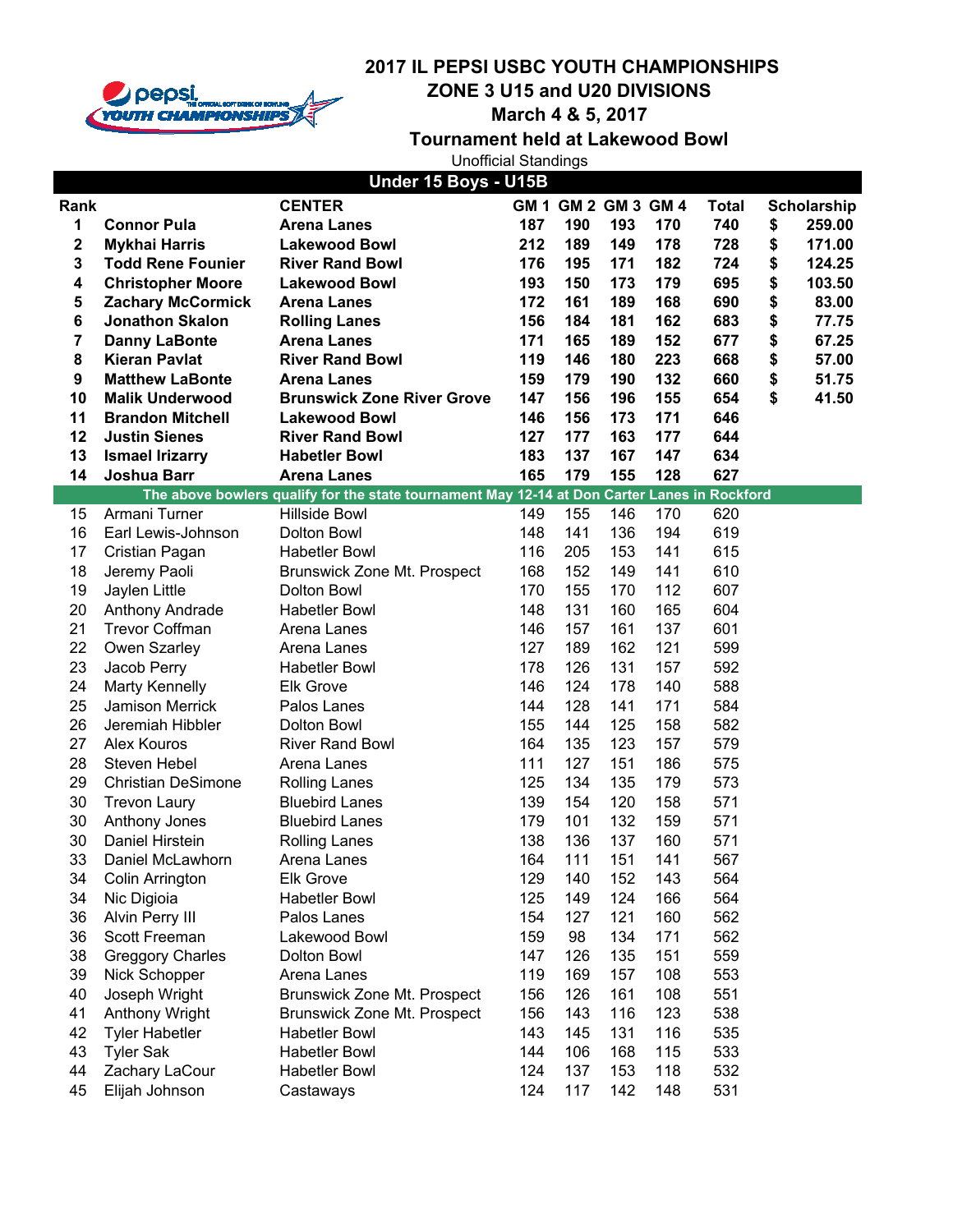# 2017 IL PEPSI USBC YOUTH CHAMPIONSHIPS
## ZONE 3 U15 and U20 DIVISIONS
## March 4 & 5, 2017
## Tournament held at Lakewood Bowl

Unofficial Standings

### Under 15 Boys - U15B

| Rank | | CENTER | GM 1 | GM 2 | GM 3 | GM 4 | Total | Scholarship |
|---|---|---|---|---|---|---|---|---|
| **1** | **Connor Pula** | **Arena Lanes** | **187** | **190** | **193** | **170** | **740** | **$ 259.00** |
| **2** | **Mykhai Harris** | **Lakewood Bowl** | **212** | **189** | **149** | **178** | **728** | **$ 171.00** |
| **3** | **Todd Rene Founier** | **River Rand Bowl** | **176** | **195** | **171** | **182** | **724** | **$ 124.25** |
| **4** | **Christopher Moore** | **Lakewood Bowl** | **193** | **150** | **173** | **179** | **695** | **$ 103.50** |
| **5** | **Zachary McCormick** | **Arena Lanes** | **172** | **161** | **189** | **168** | **690** | **$ 83.00** |
| **6** | **Jonathon Skalon** | **Rolling Lanes** | **156** | **184** | **181** | **162** | **683** | **$ 77.75** |
| **7** | **Danny LaBonte** | **Arena Lanes** | **171** | **165** | **189** | **152** | **677** | **$ 67.25** |
| **8** | **Kieran Pavlat** | **River Rand Bowl** | **119** | **146** | **180** | **223** | **668** | **$ 57.00** |
| **9** | **Matthew LaBonte** | **Arena Lanes** | **159** | **179** | **190** | **132** | **660** | **$ 51.75** |
| **10** | **Malik Underwood** | **Brunswick Zone River Grove** | **147** | **156** | **196** | **155** | **654** | **$ 41.50** |
| **11** | **Brandon Mitchell** | **Lakewood Bowl** | **146** | **156** | **173** | **171** | **646** | |
| **12** | **Justin Sienes** | **River Rand Bowl** | **127** | **177** | **163** | **177** | **644** | |
| **13** | **Ismael Irizarry** | **Habetler Bowl** | **183** | **137** | **167** | **147** | **634** | |
| **14** | **Joshua Barr** | **Arena Lanes** | **165** | **179** | **155** | **128** | **627** | |
| | **The above bowlers qualify for the state tournament May 12-14 at Don Carter Lanes in Rockford** | | | | | | | |
| 15 | Armani Turner | Hillside Bowl | 149 | 155 | 146 | 170 | 620 | |
| 16 | Earl Lewis-Johnson | Dolton Bowl | 148 | 141 | 136 | 194 | 619 | |
| 17 | Cristian Pagan | Habetler Bowl | 116 | 205 | 153 | 141 | 615 | |
| 18 | Jeremy Paoli | Brunswick Zone Mt. Prospect | 168 | 152 | 149 | 141 | 610 | |
| 19 | Jaylen Little | Dolton Bowl | 170 | 155 | 170 | 112 | 607 | |
| 20 | Anthony Andrade | Habetler Bowl | 148 | 131 | 160 | 165 | 604 | |
| 21 | Trevor Coffman | Arena Lanes | 146 | 157 | 161 | 137 | 601 | |
| 22 | Owen Szarley | Arena Lanes | 127 | 189 | 162 | 121 | 599 | |
| 23 | Jacob Perry | Habetler Bowl | 178 | 126 | 131 | 157 | 592 | |
| 24 | Marty Kennelly | Elk Grove | 146 | 124 | 178 | 140 | 588 | |
| 25 | Jamison Merrick | Palos Lanes | 144 | 128 | 141 | 171 | 584 | |
| 26 | Jeremiah Hibbler | Dolton Bowl | 155 | 144 | 125 | 158 | 582 | |
| 27 | Alex Kouros | River Rand Bowl | 164 | 135 | 123 | 157 | 579 | |
| 28 | Steven Hebel | Arena Lanes | 111 | 127 | 151 | 186 | 575 | |
| 29 | Christian DeSimone | Rolling Lanes | 125 | 134 | 135 | 179 | 573 | |
| 30 | Trevon Laury | Bluebird Lanes | 139 | 154 | 120 | 158 | 571 | |
| 30 | Anthony Jones | Bluebird Lanes | 179 | 101 | 132 | 159 | 571 | |
| 30 | Daniel Hirstein | Rolling Lanes | 138 | 136 | 137 | 160 | 571 | |
| 33 | Daniel McLawhorn | Arena Lanes | 164 | 111 | 151 | 141 | 567 | |
| 34 | Colin Arrington | Elk Grove | 129 | 140 | 152 | 143 | 564 | |
| 34 | Nic Digioia | Habetler Bowl | 125 | 149 | 124 | 166 | 564 | |
| 36 | Alvin Perry III | Palos Lanes | 154 | 127 | 121 | 160 | 562 | |
| 36 | Scott Freeman | Lakewood Bowl | 159 | 98 | 134 | 171 | 562 | |
| 38 | Greggory Charles | Dolton Bowl | 147 | 126 | 135 | 151 | 559 | |
| 39 | Nick Schopper | Arena Lanes | 119 | 169 | 157 | 108 | 553 | |
| 40 | Joseph Wright | Brunswick Zone Mt. Prospect | 156 | 126 | 161 | 108 | 551 | |
| 41 | Anthony Wright | Brunswick Zone Mt. Prospect | 156 | 143 | 116 | 123 | 538 | |
| 42 | Tyler Habetler | Habetler Bowl | 143 | 145 | 131 | 116 | 535 | |
| 43 | Tyler Sak | Habetler Bowl | 144 | 106 | 168 | 115 | 533 | |
| 44 | Zachary LaCour | Habetler Bowl | 124 | 137 | 153 | 118 | 532 | |
| 45 | Elijah Johnson | Castaways | 124 | 117 | 142 | 148 | 531 | |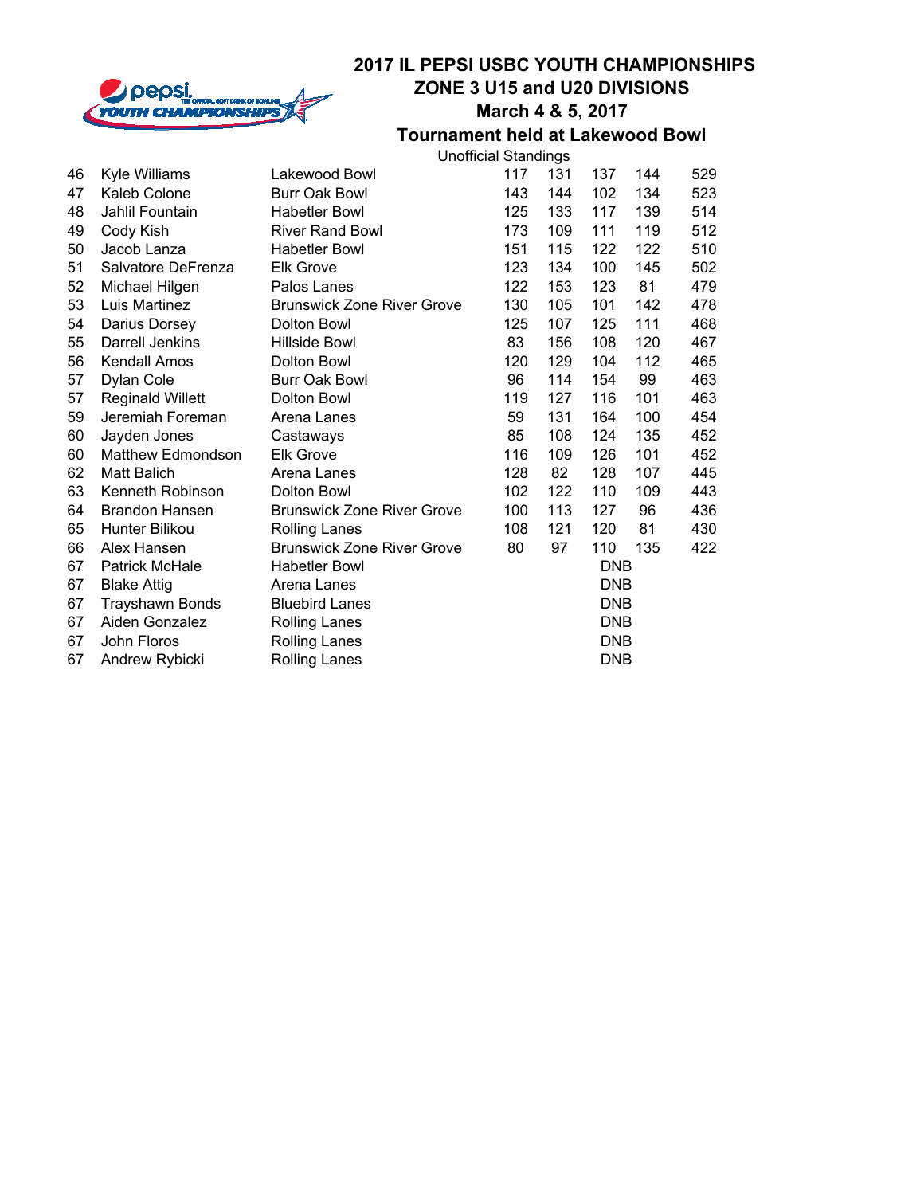# 2017 IL PEPSI USBC YOUTH CHAMPIONSHIPS
## ZONE 3 U15 and U20 DIVISIONS
### March 4 & 5, 2017
### Tournament held at Lakewood Bowl

Unofficial Standings

| | | | | | | | |
|---|---|---|---|---|---|---|---|
| 46 | Kyle Williams | Lakewood Bowl | 117 | 131 | 137 | 144 | 529 |
| 47 | Kaleb Colone | Burr Oak Bowl | 143 | 144 | 102 | 134 | 523 |
| 48 | Jahlil Fountain | Habetler Bowl | 125 | 133 | 117 | 139 | 514 |
| 49 | Cody Kish | River Rand Bowl | 173 | 109 | 111 | 119 | 512 |
| 50 | Jacob Lanza | Habetler Bowl | 151 | 115 | 122 | 122 | 510 |
| 51 | Salvatore DeFrenza | Elk Grove | 123 | 134 | 100 | 145 | 502 |
| 52 | Michael Hilgen | Palos Lanes | 122 | 153 | 123 | 81 | 479 |
| 53 | Luis Martinez | Brunswick Zone River Grove | 130 | 105 | 101 | 142 | 478 |
| 54 | Darius Dorsey | Dolton Bowl | 125 | 107 | 125 | 111 | 468 |
| 55 | Darrell Jenkins | Hillside Bowl | 83 | 156 | 108 | 120 | 467 |
| 56 | Kendall Amos | Dolton Bowl | 120 | 129 | 104 | 112 | 465 |
| 57 | Dylan Cole | Burr Oak Bowl | 96 | 114 | 154 | 99 | 463 |
| 57 | Reginald Willett | Dolton Bowl | 119 | 127 | 116 | 101 | 463 |
| 59 | Jeremiah Foreman | Arena Lanes | 59 | 131 | 164 | 100 | 454 |
| 60 | Jayden Jones | Castaways | 85 | 108 | 124 | 135 | 452 |
| 60 | Matthew Edmondson | Elk Grove | 116 | 109 | 126 | 101 | 452 |
| 62 | Matt Balich | Arena Lanes | 128 | 82 | 128 | 107 | 445 |
| 63 | Kenneth Robinson | Dolton Bowl | 102 | 122 | 110 | 109 | 443 |
| 64 | Brandon Hansen | Brunswick Zone River Grove | 100 | 113 | 127 | 96 | 436 |
| 65 | Hunter Bilikou | Rolling Lanes | 108 | 121 | 120 | 81 | 430 |
| 66 | Alex Hansen | Brunswick Zone River Grove | 80 | 97 | 110 | 135 | 422 |
| 67 | Patrick McHale | Habetler Bowl | | | DNB | | |
| 67 | Blake Attig | Arena Lanes | | | DNB | | |
| 67 | Trayshawn Bonds | Bluebird Lanes | | | DNB | | |
| 67 | Aiden Gonzalez | Rolling Lanes | | | DNB | | |
| 67 | John Floros | Rolling Lanes | | | DNB | | |
| 67 | Andrew Rybicki | Rolling Lanes | | | DNB | | |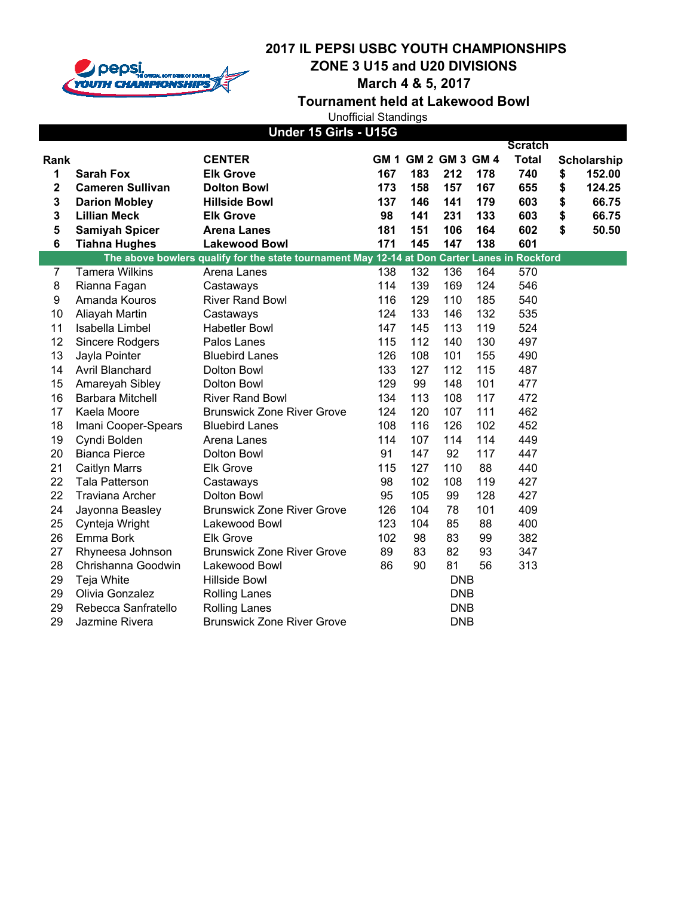# 2017 IL PEPSI USBC YOUTH CHAMPIONSHIPS
## ZONE 3 U15 and U20 DIVISIONS
## March 4 & 5, 2017
## Tournament held at Lakewood Bowl

Unofficial Standings

### Under 15 Girls - U15G

| Rank | | CENTER | GM 1 | GM 2 | GM 3 | GM 4 | Scratch Total | Scholarship |
|---|---|---|---|---|---|---|---|---|
| **1** | **Sarah Fox** | **Elk Grove** | **167** | **183** | **212** | **178** | **740** | **$ 152.00** |
| **2** | **Cameren Sullivan** | **Dolton Bowl** | **173** | **158** | **157** | **167** | **655** | **$ 124.25** |
| **3** | **Darion Mobley** | **Hillside Bowl** | **137** | **146** | **141** | **179** | **603** | **$ 66.75** |
| **3** | **Lillian Meck** | **Elk Grove** | **98** | **141** | **231** | **133** | **603** | **$ 66.75** |
| **5** | **Samiyah Spicer** | **Arena Lanes** | **181** | **151** | **106** | **164** | **602** | **$ 50.50** |
| **6** | **Tiahna Hughes** | **Lakewood Bowl** | **171** | **145** | **147** | **138** | **601** | |
| **The above bowlers qualify for the state tournament May 12-14 at Don Carter Lanes in Rockford** | | | | | | | | |
| 7 | Tamera Wilkins | Arena Lanes | 138 | 132 | 136 | 164 | 570 | |
| 8 | Rianna Fagan | Castaways | 114 | 139 | 169 | 124 | 546 | |
| 9 | Amanda Kouros | River Rand Bowl | 116 | 129 | 110 | 185 | 540 | |
| 10 | Aliayah Martin | Castaways | 124 | 133 | 146 | 132 | 535 | |
| 11 | Isabella Limbel | Habetler Bowl | 147 | 145 | 113 | 119 | 524 | |
| 12 | Sincere Rodgers | Palos Lanes | 115 | 112 | 140 | 130 | 497 | |
| 13 | Jayla Pointer | Bluebird Lanes | 126 | 108 | 101 | 155 | 490 | |
| 14 | Avril Blanchard | Dolton Bowl | 133 | 127 | 112 | 115 | 487 | |
| 15 | Amareyah Sibley | Dolton Bowl | 129 | 99 | 148 | 101 | 477 | |
| 16 | Barbara Mitchell | River Rand Bowl | 134 | 113 | 108 | 117 | 472 | |
| 17 | Kaela Moore | Brunswick Zone River Grove | 124 | 120 | 107 | 111 | 462 | |
| 18 | Imani Cooper-Spears | Bluebird Lanes | 108 | 116 | 126 | 102 | 452 | |
| 19 | Cyndi Bolden | Arena Lanes | 114 | 107 | 114 | 114 | 449 | |
| 20 | Bianca Pierce | Dolton Bowl | 91 | 147 | 92 | 117 | 447 | |
| 21 | Caitlyn Marrs | Elk Grove | 115 | 127 | 110 | 88 | 440 | |
| 22 | Tala Patterson | Castaways | 98 | 102 | 108 | 119 | 427 | |
| 22 | Traviana Archer | Dolton Bowl | 95 | 105 | 99 | 128 | 427 | |
| 24 | Jayonna Beasley | Brunswick Zone River Grove | 126 | 104 | 78 | 101 | 409 | |
| 25 | Cynteja Wright | Lakewood Bowl | 123 | 104 | 85 | 88 | 400 | |
| 26 | Emma Bork | Elk Grove | 102 | 98 | 83 | 99 | 382 | |
| 27 | Rhyneesa Johnson | Brunswick Zone River Grove | 89 | 83 | 82 | 93 | 347 | |
| 28 | Chrishanna Goodwin | Lakewood Bowl | 86 | 90 | 81 | 56 | 313 | |
| 29 | Teja White | Hillside Bowl | | | DNB | | | |
| 29 | Olivia Gonzalez | Rolling Lanes | | | DNB | | | |
| 29 | Rebecca Sanfratello | Rolling Lanes | | | DNB | | | |
| 29 | Jazmine Rivera | Brunswick Zone River Grove | | | DNB | | | |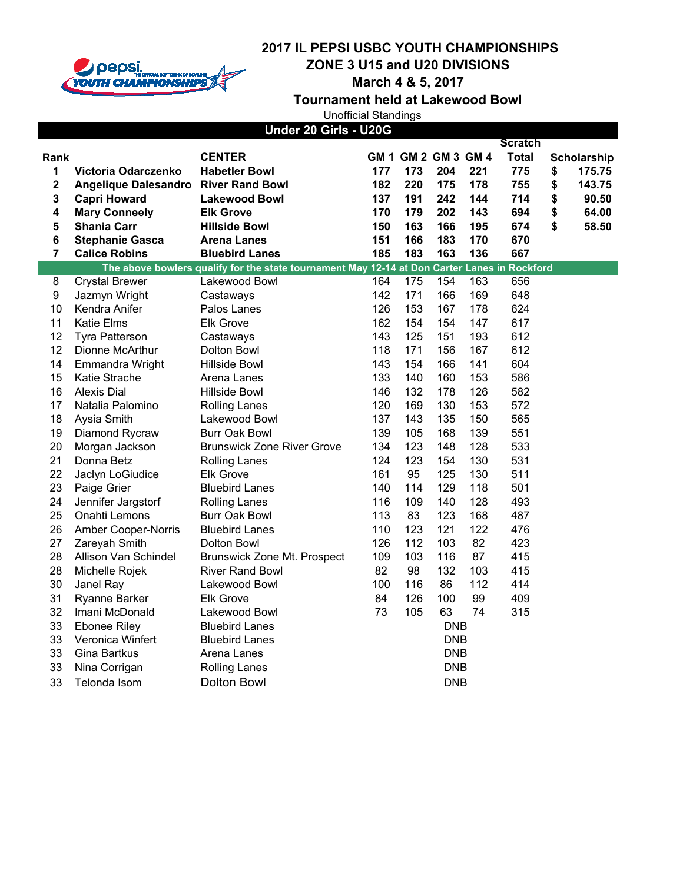# 2017 IL PEPSI USBC YOUTH CHAMPIONSHIPS
## ZONE 3 U15 and U20 DIVISIONS
## March 4 & 5, 2017
## Tournament held at Lakewood Bowl

Unofficial Standings

### Under 20 Girls - U20G

| Rank | | CENTER | GM 1 | GM 2 | GM 3 | GM 4 | Scratch Total | Scholarship |
|---|---|---|---|---|---|---|---|---|
| **1** | **Victoria Odarczenko** | **Habetler Bowl** | **177** | **173** | **204** | **221** | **775** | **$ 175.75** |
| **2** | **Angelique Dalesandro** | **River Rand Bowl** | **182** | **220** | **175** | **178** | **755** | **$ 143.75** |
| **3** | **Capri Howard** | **Lakewood Bowl** | **137** | **191** | **242** | **144** | **714** | **$ 90.50** |
| **4** | **Mary Conneely** | **Elk Grove** | **170** | **179** | **202** | **143** | **694** | **$ 64.00** |
| **5** | **Shania Carr** | **Hillside Bowl** | **150** | **163** | **166** | **195** | **674** | **$ 58.50** |
| **6** | **Stephanie Gasca** | **Arena Lanes** | **151** | **166** | **183** | **170** | **670** | |
| **7** | **Calice Robins** | **Bluebird Lanes** | **185** | **183** | **163** | **136** | **667** | |
| **The above bowlers qualify for the state tournament May 12-14 at Don Carter Lanes in Rockford** | | | | | | | | |
| 8 | Crystal Brewer | Lakewood Bowl | 164 | 175 | 154 | 163 | 656 | |
| 9 | Jazmyn Wright | Castaways | 142 | 171 | 166 | 169 | 648 | |
| 10 | Kendra Anifer | Palos Lanes | 126 | 153 | 167 | 178 | 624 | |
| 11 | Katie Elms | Elk Grove | 162 | 154 | 154 | 147 | 617 | |
| 12 | Tyra Patterson | Castaways | 143 | 125 | 151 | 193 | 612 | |
| 12 | Dionne McArthur | Dolton Bowl | 118 | 171 | 156 | 167 | 612 | |
| 14 | Emmandra Wright | Hillside Bowl | 143 | 154 | 166 | 141 | 604 | |
| 15 | Katie Strache | Arena Lanes | 133 | 140 | 160 | 153 | 586 | |
| 16 | Alexis Dial | Hillside Bowl | 146 | 132 | 178 | 126 | 582 | |
| 17 | Natalia Palomino | Rolling Lanes | 120 | 169 | 130 | 153 | 572 | |
| 18 | Aysia Smith | Lakewood Bowl | 137 | 143 | 135 | 150 | 565 | |
| 19 | Diamond Rycraw | Burr Oak Bowl | 139 | 105 | 168 | 139 | 551 | |
| 20 | Morgan Jackson | Brunswick Zone River Grove | 134 | 123 | 148 | 128 | 533 | |
| 21 | Donna Betz | Rolling Lanes | 124 | 123 | 154 | 130 | 531 | |
| 22 | Jaclyn LoGiudice | Elk Grove | 161 | 95 | 125 | 130 | 511 | |
| 23 | Paige Grier | Bluebird Lanes | 140 | 114 | 129 | 118 | 501 | |
| 24 | Jennifer Jargstorf | Rolling Lanes | 116 | 109 | 140 | 128 | 493 | |
| 25 | Onahti Lemons | Burr Oak Bowl | 113 | 83 | 123 | 168 | 487 | |
| 26 | Amber Cooper-Norris | Bluebird Lanes | 110 | 123 | 121 | 122 | 476 | |
| 27 | Zareyah Smith | Dolton Bowl | 126 | 112 | 103 | 82 | 423 | |
| 28 | Allison Van Schindel | Brunswick Zone Mt. Prospect | 109 | 103 | 116 | 87 | 415 | |
| 28 | Michelle Rojek | River Rand Bowl | 82 | 98 | 132 | 103 | 415 | |
| 30 | Janel Ray | Lakewood Bowl | 100 | 116 | 86 | 112 | 414 | |
| 31 | Ryanne Barker | Elk Grove | 84 | 126 | 100 | 99 | 409 | |
| 32 | Imani McDonald | Lakewood Bowl | 73 | 105 | 63 | 74 | 315 | |
| 33 | Ebonee Riley | Bluebird Lanes | | | DNB | | | |
| 33 | Veronica Winfert | Bluebird Lanes | | | DNB | | | |
| 33 | Gina Bartkus | Arena Lanes | | | DNB | | | |
| 33 | Nina Corrigan | Rolling Lanes | | | DNB | | | |
| 33 | Telonda Isom | Dolton Bowl | | | DNB | | | |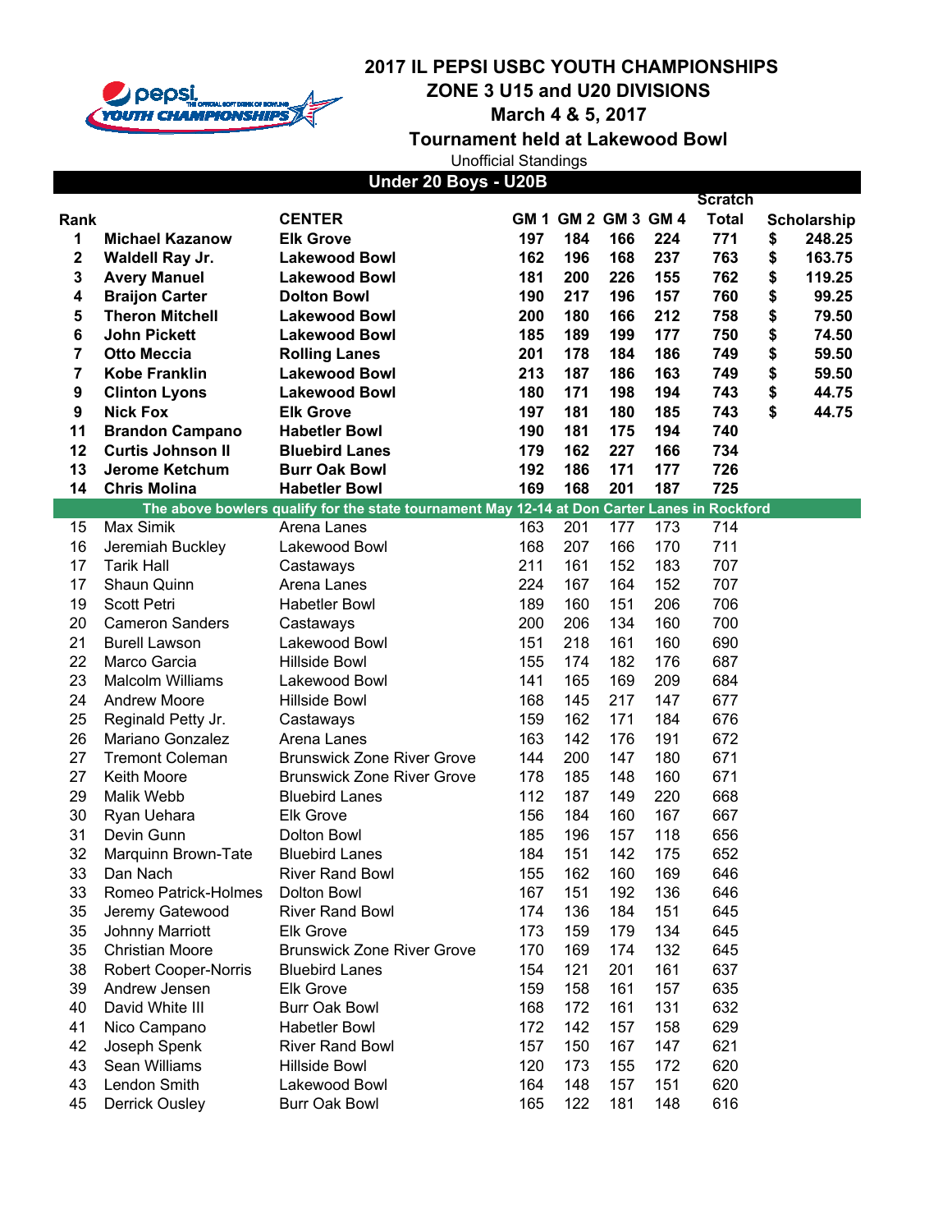# 2017 IL PEPSI USBC YOUTH CHAMPIONSHIPS
## ZONE 3 U15 and U20 DIVISIONS
### March 4 & 5, 2017
### Tournament held at Lakewood Bowl

Unofficial Standings

**Under 20 Boys - U20B**

| Rank | | CENTER | GM 1 | GM 2 | GM 3 | GM 4 | Scratch Total | Scholarship |
|---|---|---|---|---|---|---|---|---|
| **1** | **Michael Kazanow** | **Elk Grove** | **197** | **184** | **166** | **224** | **771** | **$ 248.25** |
| **2** | **Waldell Ray Jr.** | **Lakewood Bowl** | **162** | **196** | **168** | **237** | **763** | **$ 163.75** |
| **3** | **Avery Manuel** | **Lakewood Bowl** | **181** | **200** | **226** | **155** | **762** | **$ 119.25** |
| **4** | **Braijon Carter** | **Dolton Bowl** | **190** | **217** | **196** | **157** | **760** | **$ 99.25** |
| **5** | **Theron Mitchell** | **Lakewood Bowl** | **200** | **180** | **166** | **212** | **758** | **$ 79.50** |
| **6** | **John Pickett** | **Lakewood Bowl** | **185** | **189** | **199** | **177** | **750** | **$ 74.50** |
| **7** | **Otto Meccia** | **Rolling Lanes** | **201** | **178** | **184** | **186** | **749** | **$ 59.50** |
| **7** | **Kobe Franklin** | **Lakewood Bowl** | **213** | **187** | **186** | **163** | **749** | **$ 59.50** |
| **9** | **Clinton Lyons** | **Lakewood Bowl** | **180** | **171** | **198** | **194** | **743** | **$ 44.75** |
| **9** | **Nick Fox** | **Elk Grove** | **197** | **181** | **180** | **185** | **743** | **$ 44.75** |
| **11** | **Brandon Campano** | **Habetler Bowl** | **190** | **181** | **175** | **194** | **740** | |
| **12** | **Curtis Johnson II** | **Bluebird Lanes** | **179** | **162** | **227** | **166** | **734** | |
| **13** | **Jerome Ketchum** | **Burr Oak Bowl** | **192** | **186** | **171** | **177** | **726** | |
| **14** | **Chris Molina** | **Habetler Bowl** | **169** | **168** | **201** | **187** | **725** | |
| | **The above bowlers qualify for the state tournament May 12-14 at Don Carter Lanes in Rockford** | | | | | | | |
| 15 | Max Simik | Arena Lanes | 163 | 201 | 177 | 173 | 714 | |
| 16 | Jeremiah Buckley | Lakewood Bowl | 168 | 207 | 166 | 170 | 711 | |
| 17 | Tarik Hall | Castaways | 211 | 161 | 152 | 183 | 707 | |
| 17 | Shaun Quinn | Arena Lanes | 224 | 167 | 164 | 152 | 707 | |
| 19 | Scott Petri | Habetler Bowl | 189 | 160 | 151 | 206 | 706 | |
| 20 | Cameron Sanders | Castaways | 200 | 206 | 134 | 160 | 700 | |
| 21 | Burell Lawson | Lakewood Bowl | 151 | 218 | 161 | 160 | 690 | |
| 22 | Marco Garcia | Hillside Bowl | 155 | 174 | 182 | 176 | 687 | |
| 23 | Malcolm Williams | Lakewood Bowl | 141 | 165 | 169 | 209 | 684 | |
| 24 | Andrew Moore | Hillside Bowl | 168 | 145 | 217 | 147 | 677 | |
| 25 | Reginald Petty Jr. | Castaways | 159 | 162 | 171 | 184 | 676 | |
| 26 | Mariano Gonzalez | Arena Lanes | 163 | 142 | 176 | 191 | 672 | |
| 27 | Tremont Coleman | Brunswick Zone River Grove | 144 | 200 | 147 | 180 | 671 | |
| 27 | Keith Moore | Brunswick Zone River Grove | 178 | 185 | 148 | 160 | 671 | |
| 29 | Malik Webb | Bluebird Lanes | 112 | 187 | 149 | 220 | 668 | |
| 30 | Ryan Uehara | Elk Grove | 156 | 184 | 160 | 167 | 667 | |
| 31 | Devin Gunn | Dolton Bowl | 185 | 196 | 157 | 118 | 656 | |
| 32 | Marquinn Brown-Tate | Bluebird Lanes | 184 | 151 | 142 | 175 | 652 | |
| 33 | Dan Nach | River Rand Bowl | 155 | 162 | 160 | 169 | 646 | |
| 33 | Romeo Patrick-Holmes | Dolton Bowl | 167 | 151 | 192 | 136 | 646 | |
| 35 | Jeremy Gatewood | River Rand Bowl | 174 | 136 | 184 | 151 | 645 | |
| 35 | Johnny Marriott | Elk Grove | 173 | 159 | 179 | 134 | 645 | |
| 35 | Christian Moore | Brunswick Zone River Grove | 170 | 169 | 174 | 132 | 645 | |
| 38 | Robert Cooper-Norris | Bluebird Lanes | 154 | 121 | 201 | 161 | 637 | |
| 39 | Andrew Jensen | Elk Grove | 159 | 158 | 161 | 157 | 635 | |
| 40 | David White III | Burr Oak Bowl | 168 | 172 | 161 | 131 | 632 | |
| 41 | Nico Campano | Habetler Bowl | 172 | 142 | 157 | 158 | 629 | |
| 42 | Joseph Spenk | River Rand Bowl | 157 | 150 | 167 | 147 | 621 | |
| 43 | Sean Williams | Hillside Bowl | 120 | 173 | 155 | 172 | 620 | |
| 43 | Lendon Smith | Lakewood Bowl | 164 | 148 | 157 | 151 | 620 | |
| 45 | Derrick Ousley | Burr Oak Bowl | 165 | 122 | 181 | 148 | 616 | |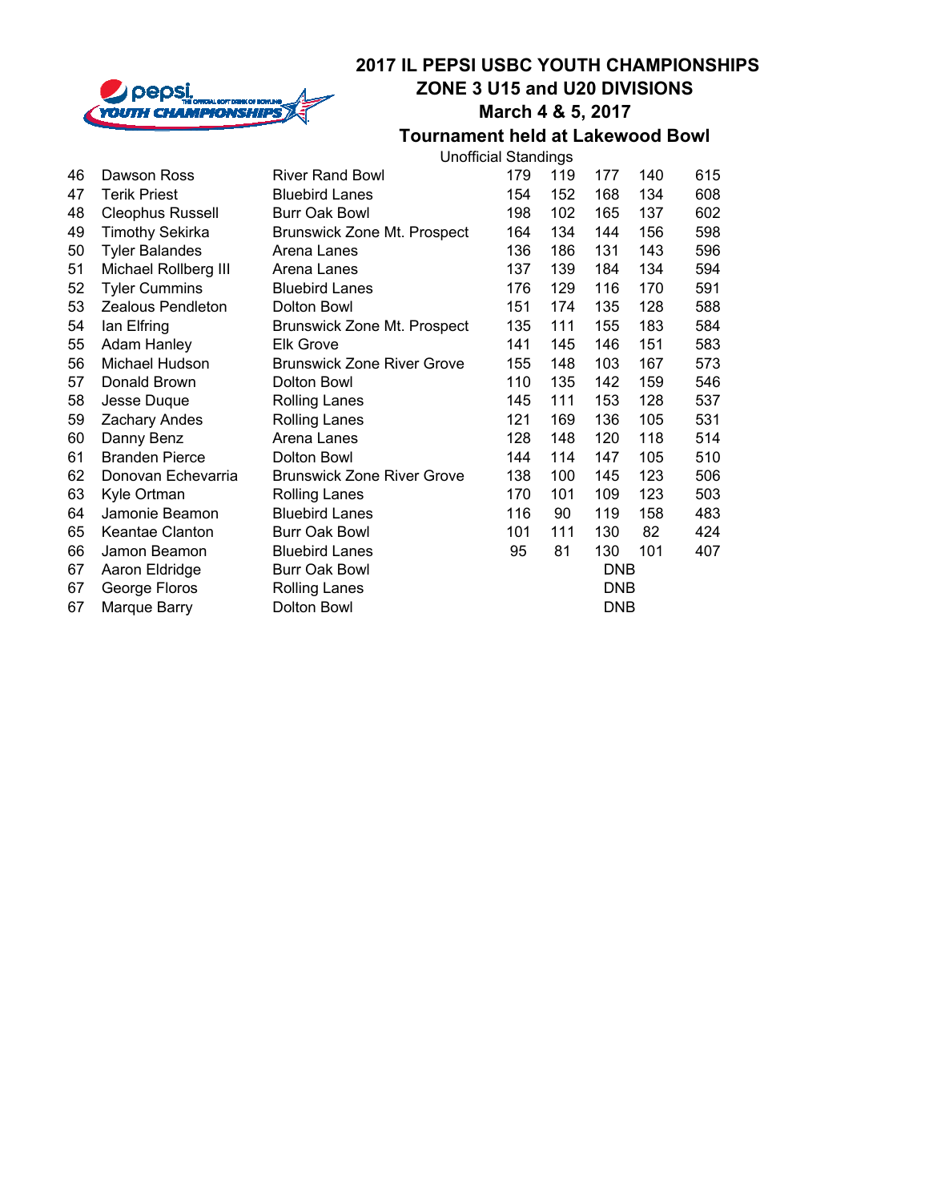# 2017 IL PEPSI USBC YOUTH CHAMPIONSHIPS
## ZONE 3 U15 and U20 DIVISIONS
## March 4 & 5, 2017
## Tournament held at Lakewood Bowl

Unofficial Standings

| | | | | | | | |
|---|---|---|---|---|---|---|---|
| 46 | Dawson Ross | River Rand Bowl | 179 | 119 | 177 | 140 | 615 |
| 47 | Terik Priest | Bluebird Lanes | 154 | 152 | 168 | 134 | 608 |
| 48 | Cleophus Russell | Burr Oak Bowl | 198 | 102 | 165 | 137 | 602 |
| 49 | Timothy Sekirka | Brunswick Zone Mt. Prospect | 164 | 134 | 144 | 156 | 598 |
| 50 | Tyler Balandes | Arena Lanes | 136 | 186 | 131 | 143 | 596 |
| 51 | Michael Rollberg III | Arena Lanes | 137 | 139 | 184 | 134 | 594 |
| 52 | Tyler Cummins | Bluebird Lanes | 176 | 129 | 116 | 170 | 591 |
| 53 | Zealous Pendleton | Dolton Bowl | 151 | 174 | 135 | 128 | 588 |
| 54 | Ian Elfring | Brunswick Zone Mt. Prospect | 135 | 111 | 155 | 183 | 584 |
| 55 | Adam Hanley | Elk Grove | 141 | 145 | 146 | 151 | 583 |
| 56 | Michael Hudson | Brunswick Zone River Grove | 155 | 148 | 103 | 167 | 573 |
| 57 | Donald Brown | Dolton Bowl | 110 | 135 | 142 | 159 | 546 |
| 58 | Jesse Duque | Rolling Lanes | 145 | 111 | 153 | 128 | 537 |
| 59 | Zachary Andes | Rolling Lanes | 121 | 169 | 136 | 105 | 531 |
| 60 | Danny Benz | Arena Lanes | 128 | 148 | 120 | 118 | 514 |
| 61 | Branden Pierce | Dolton Bowl | 144 | 114 | 147 | 105 | 510 |
| 62 | Donovan Echevarria | Brunswick Zone River Grove | 138 | 100 | 145 | 123 | 506 |
| 63 | Kyle Ortman | Rolling Lanes | 170 | 101 | 109 | 123 | 503 |
| 64 | Jamonie Beamon | Bluebird Lanes | 116 | 90 | 119 | 158 | 483 |
| 65 | Keantae Clanton | Burr Oak Bowl | 101 | 111 | 130 | 82 | 424 |
| 66 | Jamon Beamon | Bluebird Lanes | 95 | 81 | 130 | 101 | 407 |
| 67 | Aaron Eldridge | Burr Oak Bowl | | | DNB | | |
| 67 | George Floros | Rolling Lanes | | | DNB | | |
| 67 | Marque Barry | Dolton Bowl | | | DNB | | |